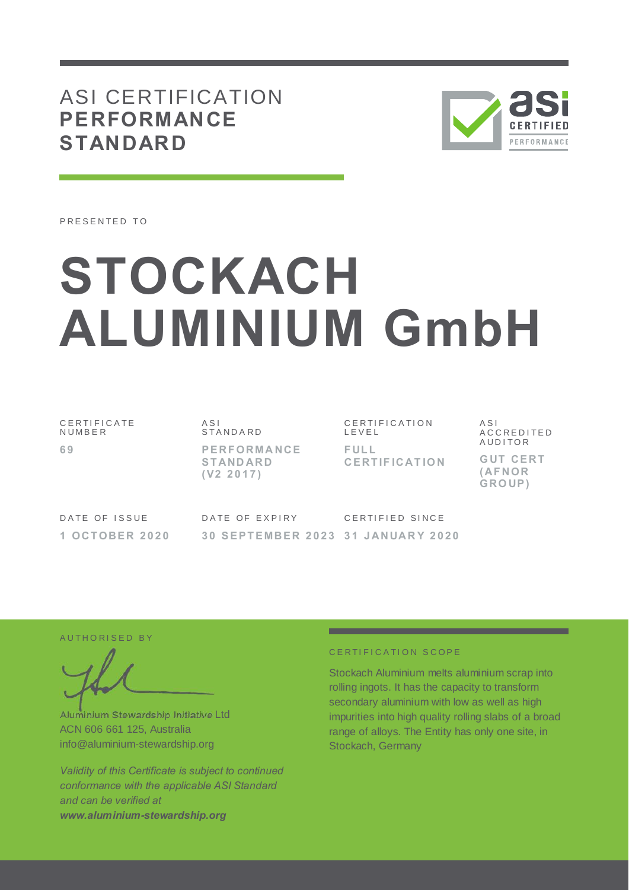# ASI CERTIFICATION **PERFORMANCE STANDARD**

PRESENTED TO

# STOCKACH ALUMINIUM GmbH

| CERTIFICATE NUMBER | ASI STANDARD | CERTIFICATION LEVEL | ASI ACCREDITED AUDITOR |
|---|---|---|---|
| **69** | **PERFORMANCE STANDARD (V2 2017)** | **FULL CERTIFICATION** | **GUT CERT (AFNOR GROUP)** |

| DATE OF ISSUE | DATE OF EXPIRY | CERTIFIED SINCE |
|---|---|---|
| **1 OCTOBER 2020** | **30 SEPTEMBER 2023** | **31 JANUARY 2020** |

AUTHORISED BY

Aluminium Stewardship Initiative Ltd
ACN 606 661 125, Australia
info@aluminium-stewardship.org

*Validity of this Certificate is subject to continued conformance with the applicable ASI Standard and can be verified at **www.aluminium-stewardship.org***

CERTIFICATION SCOPE

Stockach Aluminium melts aluminium scrap into rolling ingots. It has the capacity to transform secondary aluminium with low as well as high impurities into high quality rolling slabs of a broad range of alloys. The Entity has only one site, in Stockach, Germany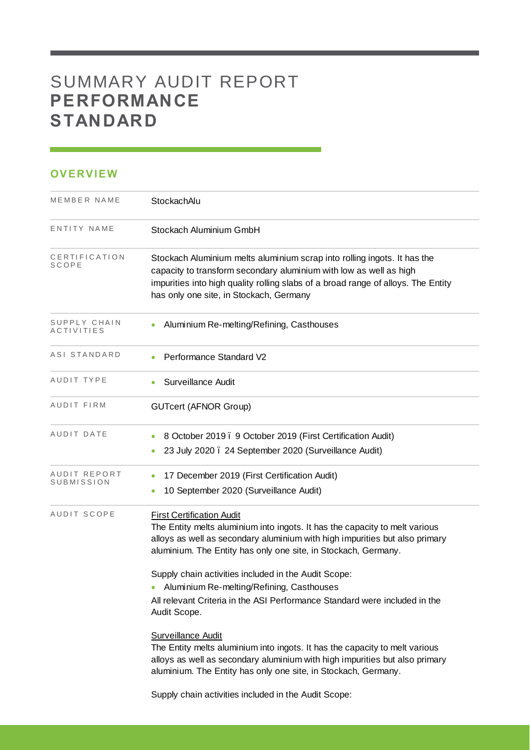# SUMMARY AUDIT REPORT **PERFORMANCE STANDARD**

## OVERVIEW

| | |
|---|---|
| MEMBER NAME | StockachAlu |
| ENTITY NAME | Stockach Aluminium GmbH |
| CERTIFICATION SCOPE | Stockach Aluminium melts aluminium scrap into rolling ingots. It has the capacity to transform secondary aluminium with low as well as high impurities into high quality rolling slabs of a broad range of alloys. The Entity has only one site, in Stockach, Germany |
| SUPPLY CHAIN ACTIVITIES | • Aluminium Re-melting/Refining, Casthouses |
| ASI STANDARD | • Performance Standard V2 |
| AUDIT TYPE | • Surveillance Audit |
| AUDIT FIRM | GUTcert (AFNOR Group) |
| AUDIT DATE | • 8 October 2019 – 9 October 2019 (First Certification Audit)<br>• 23 July 2020 – 24 September 2020 (Surveillance Audit) |
| AUDIT REPORT SUBMISSION | • 17 December 2019 (First Certification Audit)<br>• 10 September 2020 (Surveillance Audit) |
| AUDIT SCOPE | First Certification Audit<br>The Entity melts aluminium into ingots. It has the capacity to melt various alloys as well as secondary aluminium with high impurities but also primary aluminium. The Entity has only one site, in Stockach, Germany.<br><br>Supply chain activities included in the Audit Scope:<br>• Aluminium Re-melting/Refining, Casthouses<br>All relevant Criteria in the ASI Performance Standard were included in the Audit Scope.<br><br>Surveillance Audit<br>The Entity melts aluminium into ingots. It has the capacity to melt various alloys as well as secondary aluminium with high impurities but also primary aluminium. The Entity has only one site, in Stockach, Germany.<br><br>Supply chain activities included in the Audit Scope: |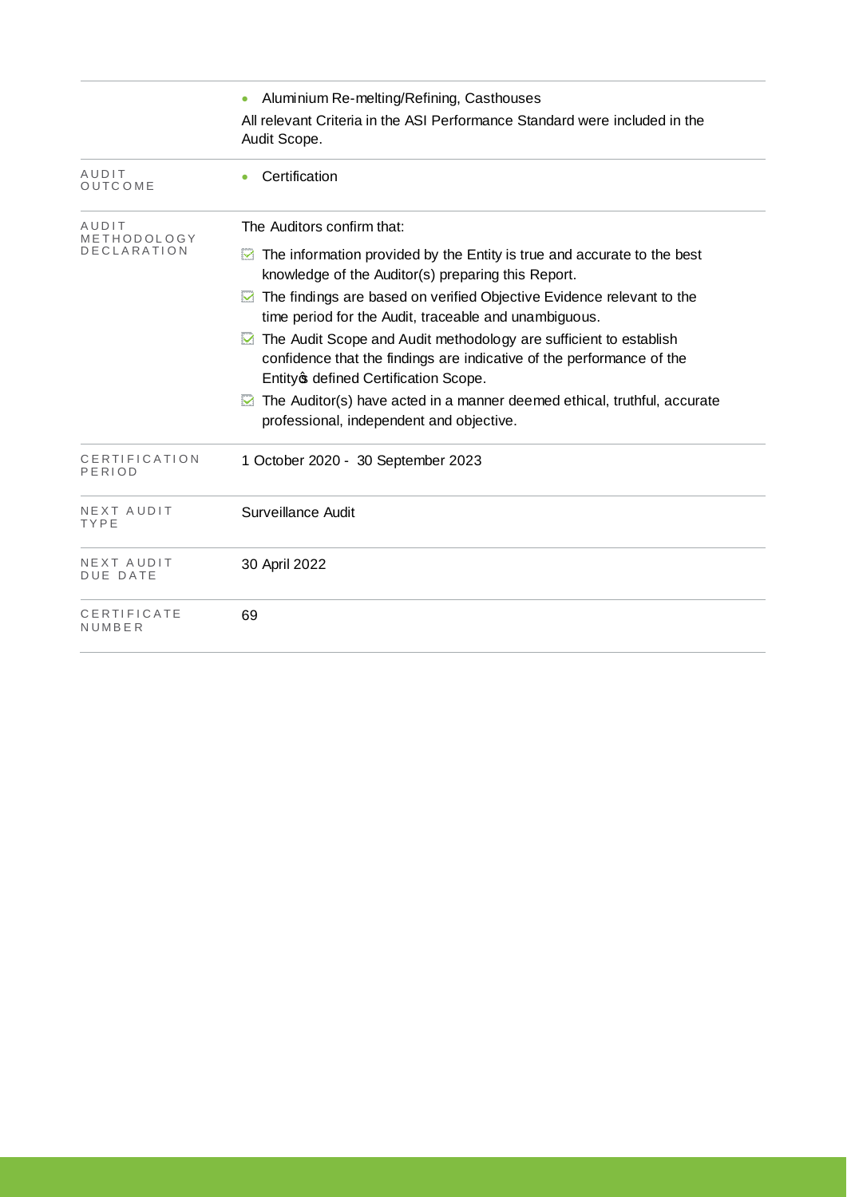|  |  |
|---|---|
|  | • Aluminium Re-melting/Refining, Casthouses<br>All relevant Criteria in the ASI Performance Standard were included in the Audit Scope. |
| AUDIT OUTCOME | • Certification |
| AUDIT METHODOLOGY DECLARATION | The Auditors confirm that:<br>☑ The information provided by the Entity is true and accurate to the best knowledge of the Auditor(s) preparing this Report.<br>☑ The findings are based on verified Objective Evidence relevant to the time period for the Audit, traceable and unambiguous.<br>☑ The Audit Scope and Audit methodology are sufficient to establish confidence that the findings are indicative of the performance of the Entity's defined Certification Scope.<br>☑ The Auditor(s) have acted in a manner deemed ethical, truthful, accurate professional, independent and objective. |
| CERTIFICATION PERIOD | 1 October 2020 - 30 September 2023 |
| NEXT AUDIT TYPE | Surveillance Audit |
| NEXT AUDIT DUE DATE | 30 April 2022 |
| CERTIFICATE NUMBER | 69 |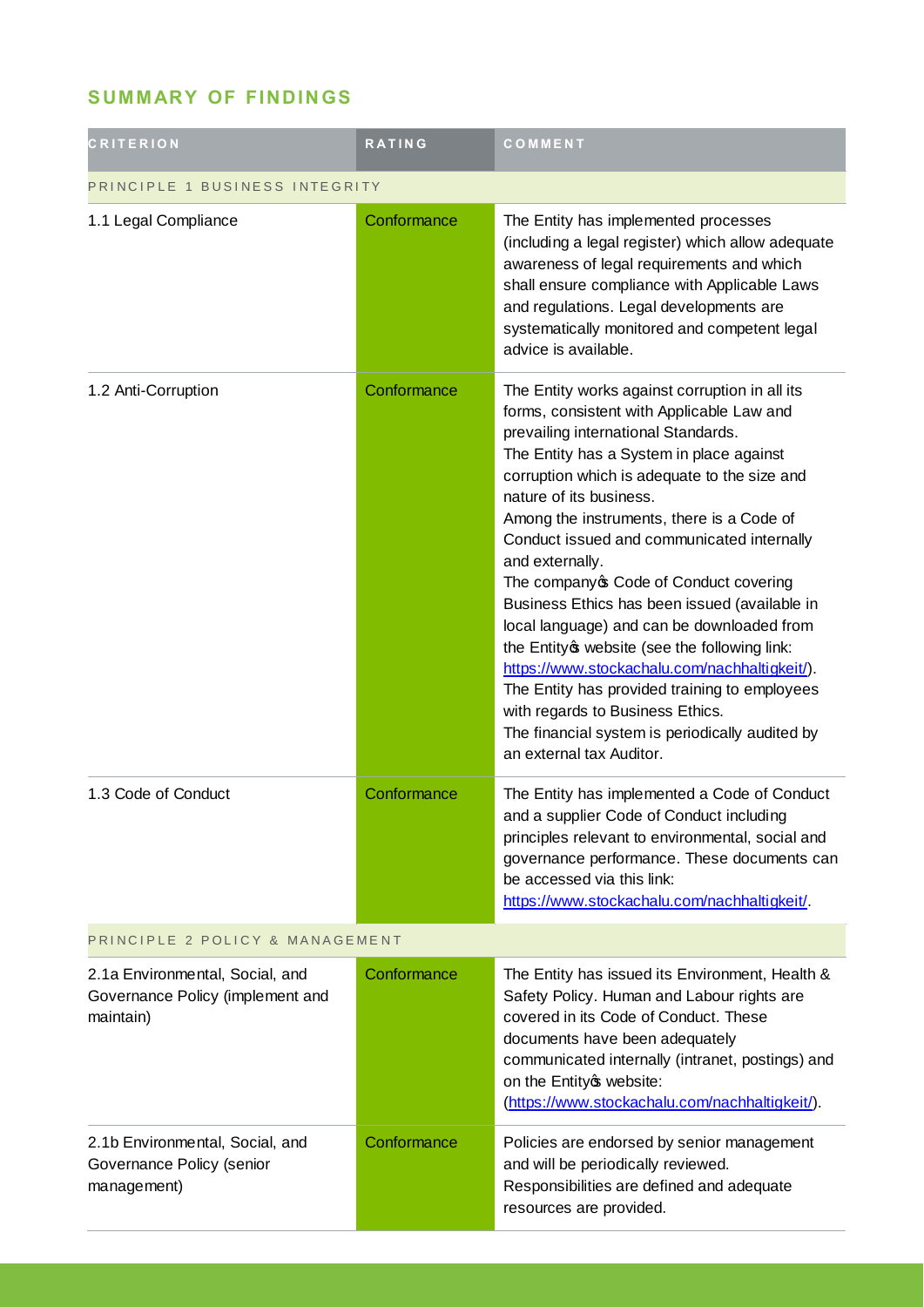## SUMMARY OF FINDINGS

| CRITERION | RATING | COMMENT |
|---|---|---|
| PRINCIPLE 1 BUSINESS INTEGRITY | | |
| 1.1 Legal Compliance | Conformance | The Entity has implemented processes (including a legal register) which allow adequate awareness of legal requirements and which shall ensure compliance with Applicable Laws and regulations. Legal developments are systematically monitored and competent legal advice is available. |
| 1.2 Anti-Corruption | Conformance | The Entity works against corruption in all its forms, consistent with Applicable Law and prevailing international Standards.<br>The Entity has a System in place against corruption which is adequate to the size and nature of its business.<br>Among the instruments, there is a Code of Conduct issued and communicated internally and externally.<br>The company's Code of Conduct covering Business Ethics has been issued (available in local language) and can be downloaded from the Entity's website (see the following link: https://www.stockachalu.com/nachhaltigkeit/).<br>The Entity has provided training to employees with regards to Business Ethics.<br>The financial system is periodically audited by an external tax Auditor. |
| 1.3 Code of Conduct | Conformance | The Entity has implemented a Code of Conduct and a supplier Code of Conduct including principles relevant to environmental, social and governance performance. These documents can be accessed via this link: https://www.stockachalu.com/nachhaltigkeit/. |
| PRINCIPLE 2 POLICY & MANAGEMENT | | |
| 2.1a Environmental, Social, and Governance Policy (implement and maintain) | Conformance | The Entity has issued its Environment, Health & Safety Policy. Human and Labour rights are covered in its Code of Conduct. These documents have been adequately communicated internally (intranet, postings) and on the Entity's website: (https://www.stockachalu.com/nachhaltigkeit/). |
| 2.1b Environmental, Social, and Governance Policy (senior management) | Conformance | Policies are endorsed by senior management and will be periodically reviewed.<br>Responsibilities are defined and adequate resources are provided. |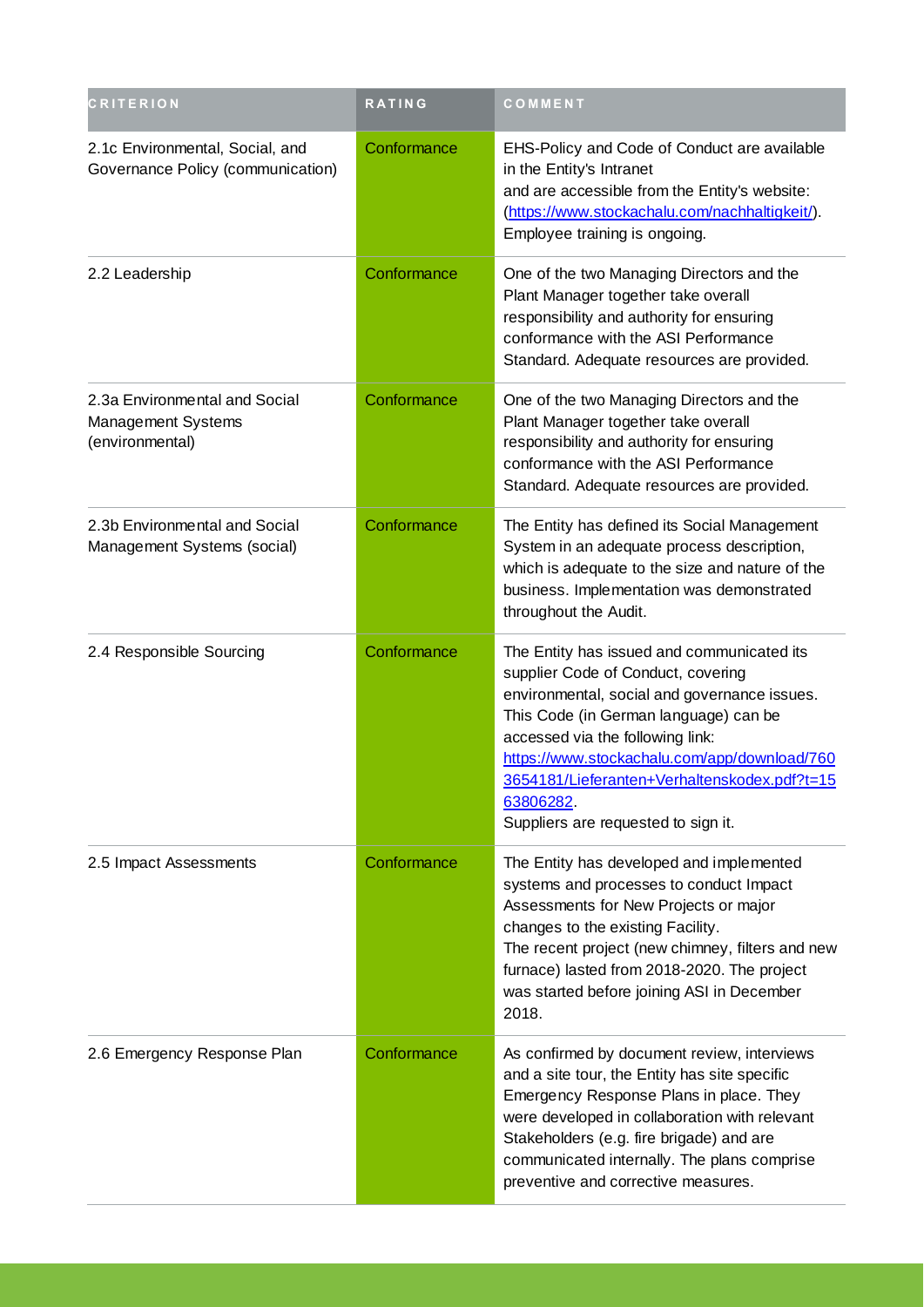| CRITERION | RATING | COMMENT |
| --- | --- | --- |
| 2.1c Environmental, Social, and Governance Policy (communication) | Conformance | EHS-Policy and Code of Conduct are available in the Entity's Intranet and are accessible from the Entity's website: (https://www.stockachalu.com/nachhaltigkeit/). Employee training is ongoing. |
| 2.2 Leadership | Conformance | One of the two Managing Directors and the Plant Manager together take overall responsibility and authority for ensuring conformance with the ASI Performance Standard. Adequate resources are provided. |
| 2.3a Environmental and Social Management Systems (environmental) | Conformance | One of the two Managing Directors and the Plant Manager together take overall responsibility and authority for ensuring conformance with the ASI Performance Standard. Adequate resources are provided. |
| 2.3b Environmental and Social Management Systems (social) | Conformance | The Entity has defined its Social Management System in an adequate process description, which is adequate to the size and nature of the business. Implementation was demonstrated throughout the Audit. |
| 2.4 Responsible Sourcing | Conformance | The Entity has issued and communicated its supplier Code of Conduct, covering environmental, social and governance issues. This Code (in German language) can be accessed via the following link: https://www.stockachalu.com/app/download/7603654181/Lieferanten+Verhaltenskodex.pdf?t=1563806282. Suppliers are requested to sign it. |
| 2.5 Impact Assessments | Conformance | The Entity has developed and implemented systems and processes to conduct Impact Assessments for New Projects or major changes to the existing Facility. The recent project (new chimney, filters and new furnace) lasted from 2018-2020. The project was started before joining ASI in December 2018. |
| 2.6 Emergency Response Plan | Conformance | As confirmed by document review, interviews and a site tour, the Entity has site specific Emergency Response Plans in place. They were developed in collaboration with relevant Stakeholders (e.g. fire brigade) and are communicated internally. The plans comprise preventive and corrective measures. |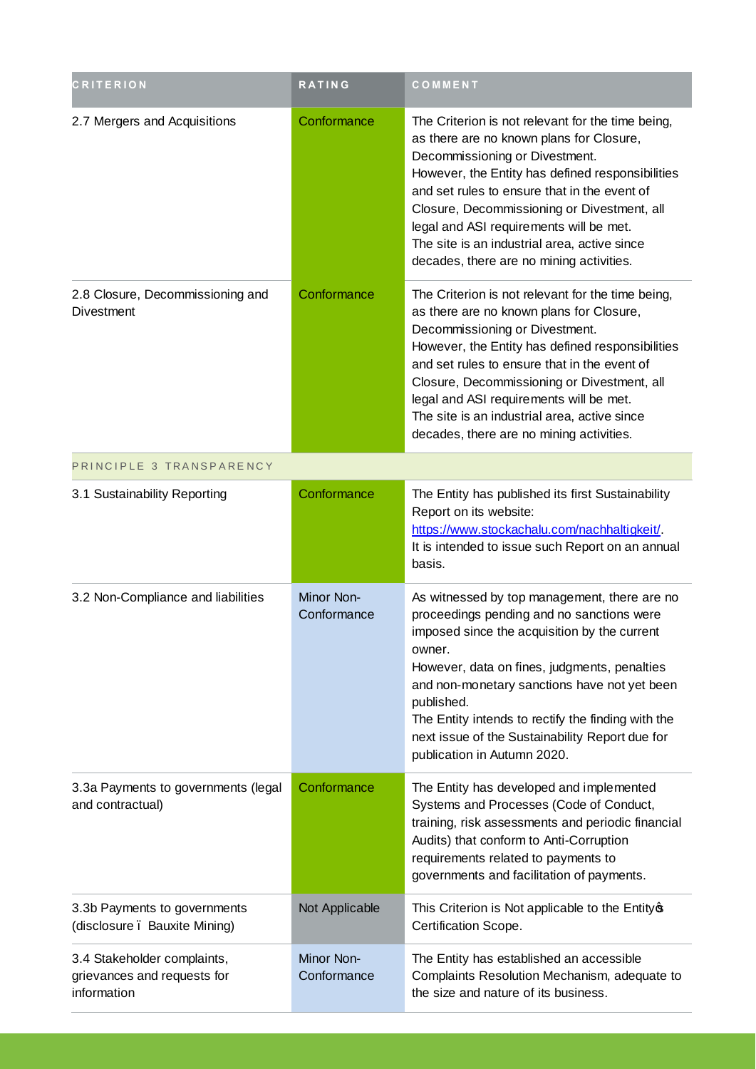| CRITERION | RATING | COMMENT |
| --- | --- | --- |
| 2.7 Mergers and Acquisitions | Conformance | The Criterion is not relevant for the time being, as there are no known plans for Closure, Decommissioning or Divestment.<br>However, the Entity has defined responsibilities and set rules to ensure that in the event of Closure, Decommissioning or Divestment, all legal and ASI requirements will be met.<br>The site is an industrial area, active since decades, there are no mining activities. |
| 2.8 Closure, Decommissioning and Divestment | Conformance | The Criterion is not relevant for the time being, as there are no known plans for Closure, Decommissioning or Divestment.<br>However, the Entity has defined responsibilities and set rules to ensure that in the event of Closure, Decommissioning or Divestment, all legal and ASI requirements will be met.<br>The site is an industrial area, active since decades, there are no mining activities. |
| PRINCIPLE 3 TRANSPARENCY | | |
| 3.1 Sustainability Reporting | Conformance | The Entity has published its first Sustainability Report on its website: https://www.stockachalu.com/nachhaltigkeit/.<br>It is intended to issue such Report on an annual basis. |
| 3.2 Non-Compliance and liabilities | Minor Non-Conformance | As witnessed by top management, there are no proceedings pending and no sanctions were imposed since the acquisition by the current owner.<br>However, data on fines, judgments, penalties and non-monetary sanctions have not yet been published.<br>The Entity intends to rectify the finding with the next issue of the Sustainability Report due for publication in Autumn 2020. |
| 3.3a Payments to governments (legal and contractual) | Conformance | The Entity has developed and implemented Systems and Processes (Code of Conduct, training, risk assessments and periodic financial Audits) that conform to Anti-Corruption requirements related to payments to governments and facilitation of payments. |
| 3.3b Payments to governments (disclosure – Bauxite Mining) | Not Applicable | This Criterion is Not applicable to the Entity's Certification Scope. |
| 3.4 Stakeholder complaints, grievances and requests for information | Minor Non-Conformance | The Entity has established an accessible Complaints Resolution Mechanism, adequate to the size and nature of its business. |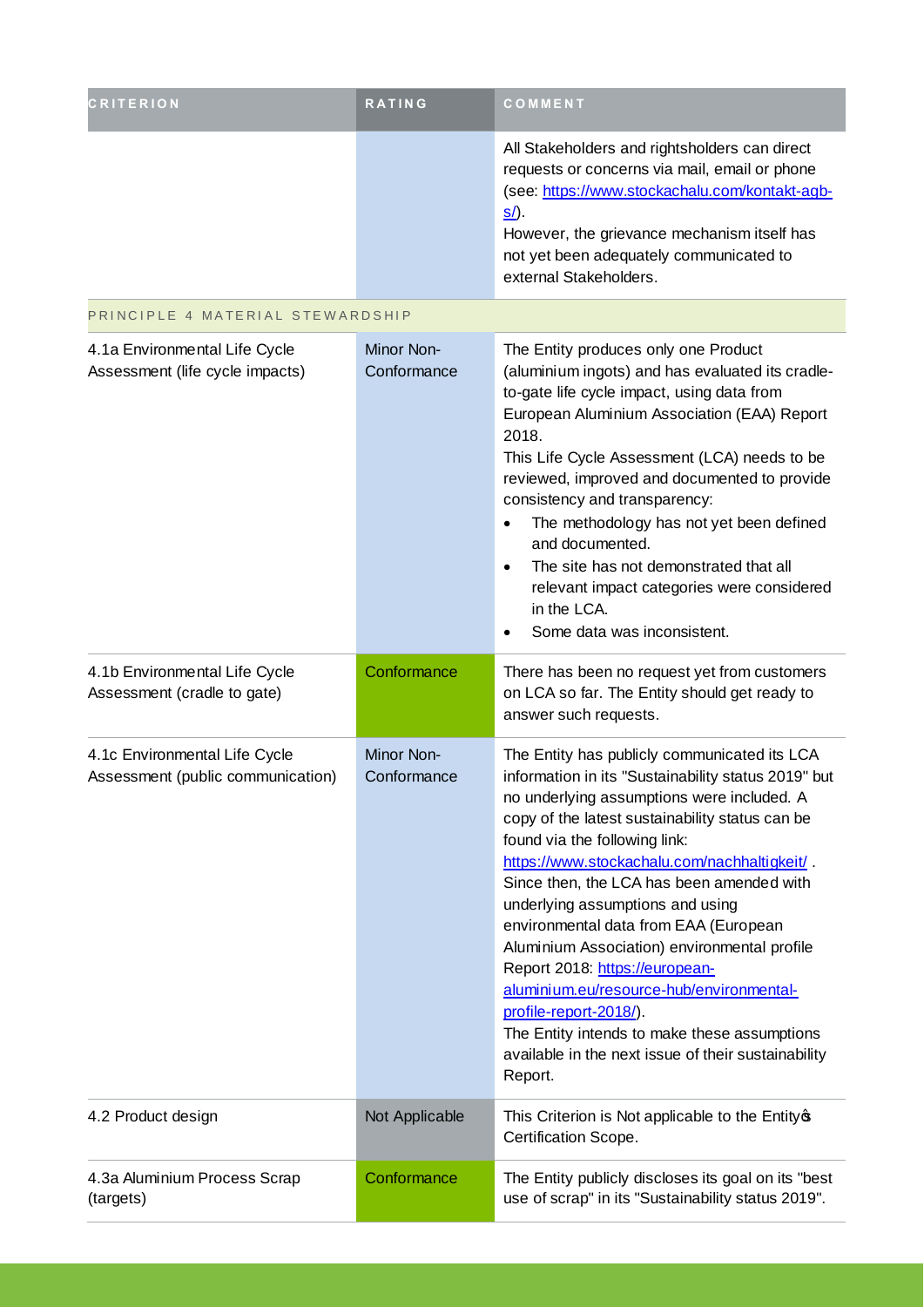| CRITERION | RATING | COMMENT |
|---|---|---|
| | | All Stakeholders and rightsholders can direct requests or concerns via mail, email or phone (see: [https://www.stockachalu.com/kontakt-agb-s/](https://www.stockachalu.com/kontakt-agb-s/)).<br>However, the grievance mechanism itself has not yet been adequately communicated to external Stakeholders. |
| **PRINCIPLE 4 MATERIAL STEWARDSHIP** | | |
| 4.1a Environmental Life Cycle Assessment (life cycle impacts) | Minor Non-Conformance | The Entity produces only one Product (aluminium ingots) and has evaluated its cradle-to-gate life cycle impact, using data from European Aluminium Association (EAA) Report 2018.<br>This Life Cycle Assessment (LCA) needs to be reviewed, improved and documented to provide consistency and transparency:<br>• The methodology has not yet been defined and documented.<br>• The site has not demonstrated that all relevant impact categories were considered in the LCA.<br>• Some data was inconsistent. |
| 4.1b Environmental Life Cycle Assessment (cradle to gate) | Conformance | There has been no request yet from customers on LCA so far. The Entity should get ready to answer such requests. |
| 4.1c Environmental Life Cycle Assessment (public communication) | Minor Non-Conformance | The Entity has publicly communicated its LCA information in its "Sustainability status 2019" but no underlying assumptions were included. A copy of the latest sustainability status can be found via the following link: [https://www.stockachalu.com/nachhaltigkeit/](https://www.stockachalu.com/nachhaltigkeit/) .<br>Since then, the LCA has been amended with underlying assumptions and using environmental data from EAA (European Aluminium Association) environmental profile Report 2018: [https://european-aluminium.eu/resource-hub/environmental-profile-report-2018/](https://european-aluminium.eu/resource-hub/environmental-profile-report-2018/)).<br>The Entity intends to make these assumptions available in the next issue of their sustainability Report. |
| 4.2 Product design | Not Applicable | This Criterion is Not applicable to the Entity's Certification Scope. |
| 4.3a Aluminium Process Scrap (targets) | Conformance | The Entity publicly discloses its goal on its "best use of scrap" in its "Sustainability status 2019". |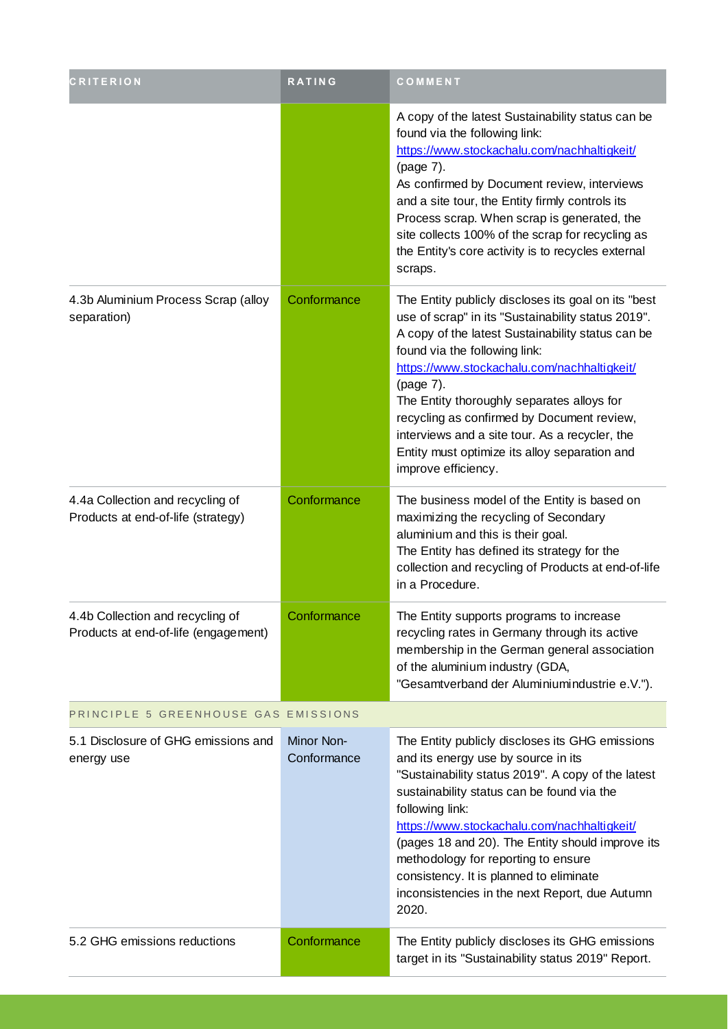| CRITERION | RATING | COMMENT |
|---|---|---|
| | | A copy of the latest Sustainability status can be found via the following link: https://www.stockachalu.com/nachhaltigkeit/ (page 7).<br>As confirmed by Document review, interviews and a site tour, the Entity firmly controls its Process scrap. When scrap is generated, the site collects 100% of the scrap for recycling as the Entity's core activity is to recycles external scraps. |
| 4.3b Aluminium Process Scrap (alloy separation) | Conformance | The Entity publicly discloses its goal on its "best use of scrap" in its "Sustainability status 2019". A copy of the latest Sustainability status can be found via the following link: https://www.stockachalu.com/nachhaltigkeit/ (page 7).<br>The Entity thoroughly separates alloys for recycling as confirmed by Document review, interviews and a site tour. As a recycler, the Entity must optimize its alloy separation and improve efficiency. |
| 4.4a Collection and recycling of Products at end-of-life (strategy) | Conformance | The business model of the Entity is based on maximizing the recycling of Secondary aluminium and this is their goal.<br>The Entity has defined its strategy for the collection and recycling of Products at end-of-life in a Procedure. |
| 4.4b Collection and recycling of Products at end-of-life (engagement) | Conformance | The Entity supports programs to increase recycling rates in Germany through its active membership in the German general association of the aluminium industry (GDA, "Gesamtverband der Aluminiumindustrie e.V."). |
| PRINCIPLE 5 GREENHOUSE GAS EMISSIONS | | |
| 5.1 Disclosure of GHG emissions and energy use | Minor Non-Conformance | The Entity publicly discloses its GHG emissions and its energy use by source in its "Sustainability status 2019". A copy of the latest sustainability status can be found via the following link: https://www.stockachalu.com/nachhaltigkeit/ (pages 18 and 20). The Entity should improve its methodology for reporting to ensure consistency. It is planned to eliminate inconsistencies in the next Report, due Autumn 2020. |
| 5.2 GHG emissions reductions | Conformance | The Entity publicly discloses its GHG emissions target in its "Sustainability status 2019" Report. |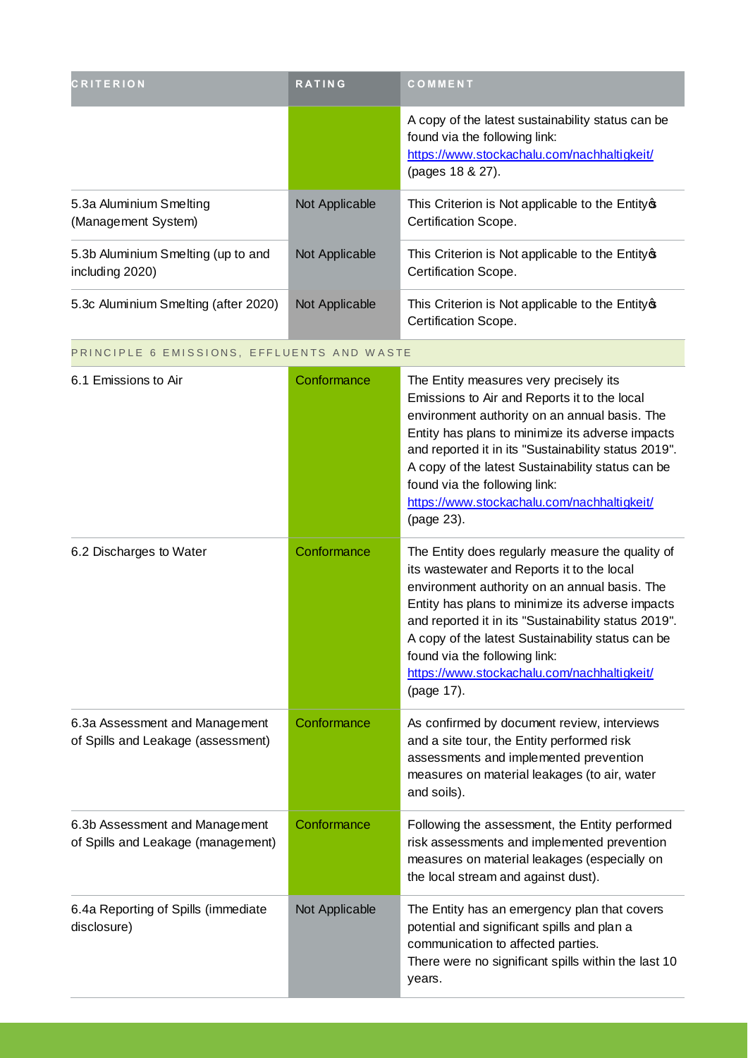| CRITERION | RATING | COMMENT |
| --- | --- | --- |
| | | A copy of the latest sustainability status can be found via the following link: https://www.stockachalu.com/nachhaltigkeit/ (pages 18 & 27). |
| 5.3a Aluminium Smelting (Management System) | Not Applicable | This Criterion is Not applicable to the Entity�s Certification Scope. |
| 5.3b Aluminium Smelting (up to and including 2020) | Not Applicable | This Criterion is Not applicable to the Entity�s Certification Scope. |
| 5.3c Aluminium Smelting (after 2020) | Not Applicable | This Criterion is Not applicable to the Entity�s Certification Scope. |
| PRINCIPLE 6 EMISSIONS, EFFLUENTS AND WASTE | | |
| 6.1 Emissions to Air | Conformance | The Entity measures very precisely its Emissions to Air and Reports it to the local environment authority on an annual basis. The Entity has plans to minimize its adverse impacts and reported it in its "Sustainability status 2019". A copy of the latest Sustainability status can be found via the following link: https://www.stockachalu.com/nachhaltigkeit/ (page 23). |
| 6.2 Discharges to Water | Conformance | The Entity does regularly measure the quality of its wastewater and Reports it to the local environment authority on an annual basis. The Entity has plans to minimize its adverse impacts and reported it in its "Sustainability status 2019". A copy of the latest Sustainability status can be found via the following link: https://www.stockachalu.com/nachhaltigkeit/ (page 17). |
| 6.3a Assessment and Management of Spills and Leakage (assessment) | Conformance | As confirmed by document review, interviews and a site tour, the Entity performed risk assessments and implemented prevention measures on material leakages (to air, water and soils). |
| 6.3b Assessment and Management of Spills and Leakage (management) | Conformance | Following the assessment, the Entity performed risk assessments and implemented prevention measures on material leakages (especially on the local stream and against dust). |
| 6.4a Reporting of Spills (immediate disclosure) | Not Applicable | The Entity has an emergency plan that covers potential and significant spills and plan a communication to affected parties. There were no significant spills within the last 10 years. |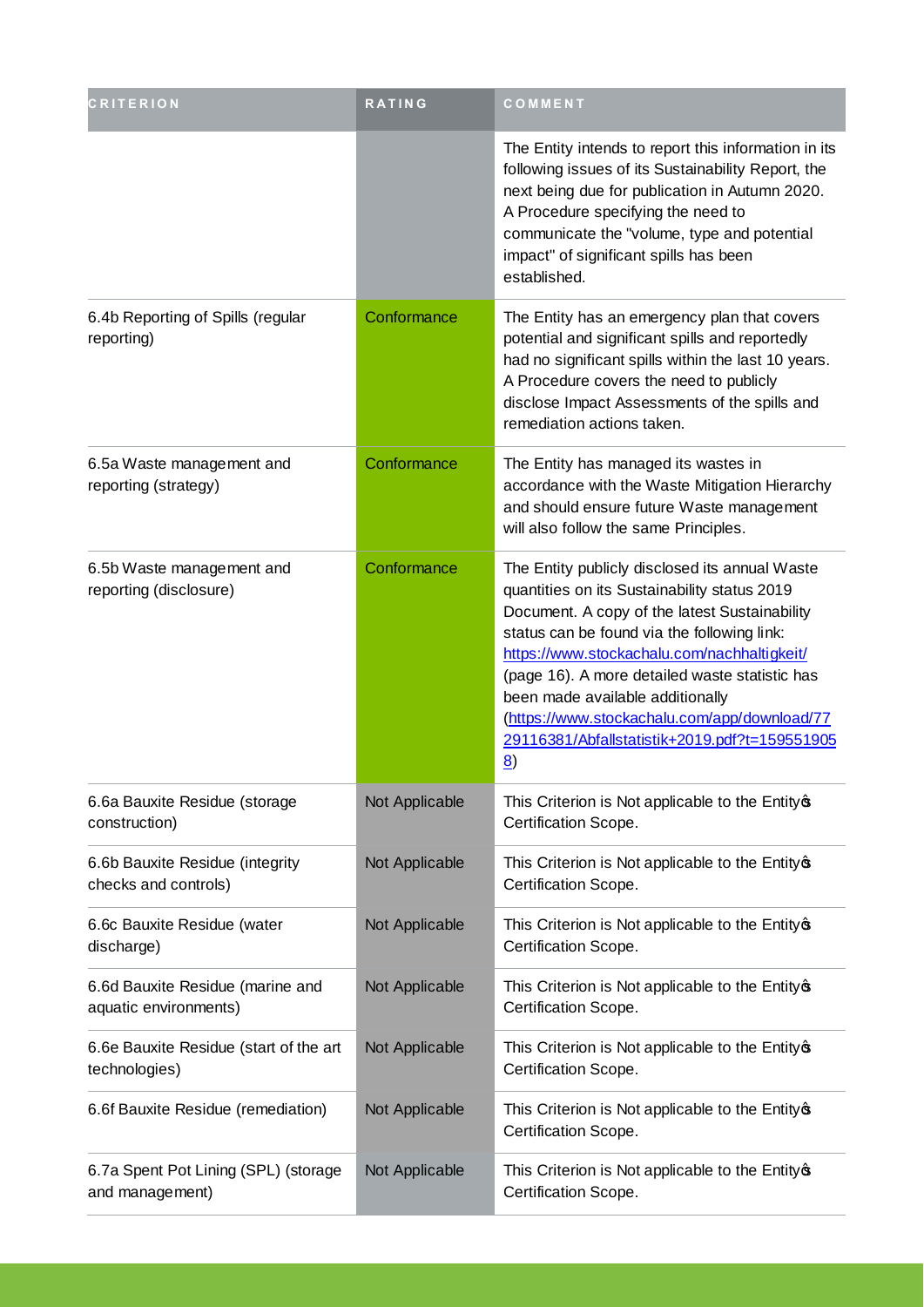| CRITERION | RATING | COMMENT |
| --- | --- | --- |
| | | The Entity intends to report this information in its following issues of its Sustainability Report, the next being due for publication in Autumn 2020. A Procedure specifying the need to communicate the "volume, type and potential impact" of significant spills has been established. |
| 6.4b Reporting of Spills (regular reporting) | Conformance | The Entity has an emergency plan that covers potential and significant spills and reportedly had no significant spills within the last 10 years. A Procedure covers the need to publicly disclose Impact Assessments of the spills and remediation actions taken. |
| 6.5a Waste management and reporting (strategy) | Conformance | The Entity has managed its wastes in accordance with the Waste Mitigation Hierarchy and should ensure future Waste management will also follow the same Principles. |
| 6.5b Waste management and reporting (disclosure) | Conformance | The Entity publicly disclosed its annual Waste quantities on its Sustainability status 2019 Document. A copy of the latest Sustainability status can be found via the following link: https://www.stockachalu.com/nachhaltigkeit/ (page 16). A more detailed waste statistic has been made available additionally (https://www.stockachalu.com/app/download/7729116381/Abfallstatistik+2019.pdf?t=1595519058) |
| 6.6a Bauxite Residue (storage construction) | Not Applicable | This Criterion is Not applicable to the Entity's Certification Scope. |
| 6.6b Bauxite Residue (integrity checks and controls) | Not Applicable | This Criterion is Not applicable to the Entity's Certification Scope. |
| 6.6c Bauxite Residue (water discharge) | Not Applicable | This Criterion is Not applicable to the Entity's Certification Scope. |
| 6.6d Bauxite Residue (marine and aquatic environments) | Not Applicable | This Criterion is Not applicable to the Entity's Certification Scope. |
| 6.6e Bauxite Residue (start of the art technologies) | Not Applicable | This Criterion is Not applicable to the Entity's Certification Scope. |
| 6.6f Bauxite Residue (remediation) | Not Applicable | This Criterion is Not applicable to the Entity's Certification Scope. |
| 6.7a Spent Pot Lining (SPL) (storage and management) | Not Applicable | This Criterion is Not applicable to the Entity's Certification Scope. |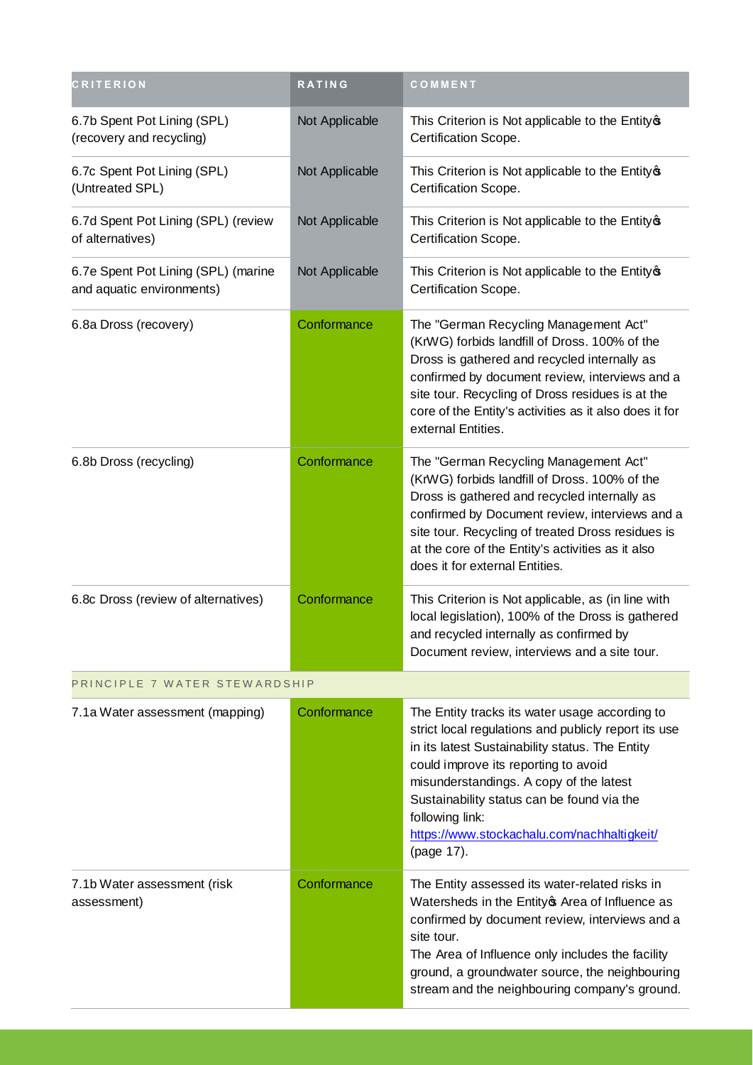| CRITERION | RATING | COMMENT |
|---|---|---|
| 6.7b Spent Pot Lining (SPL) (recovery and recycling) | Not Applicable | This Criterion is Not applicable to the Entityφs Certification Scope. |
| 6.7c Spent Pot Lining (SPL) (Untreated SPL) | Not Applicable | This Criterion is Not applicable to the Entityφs Certification Scope. |
| 6.7d Spent Pot Lining (SPL) (review of alternatives) | Not Applicable | This Criterion is Not applicable to the Entityφs Certification Scope. |
| 6.7e Spent Pot Lining (SPL) (marine and aquatic environments) | Not Applicable | This Criterion is Not applicable to the Entityφs Certification Scope. |
| 6.8a Dross (recovery) | Conformance | The "German Recycling Management Act" (KrWG) forbids landfill of Dross. 100% of the Dross is gathered and recycled internally as confirmed by document review, interviews and a site tour. Recycling of Dross residues is at the core of the Entity's activities as it also does it for external Entities. |
| 6.8b Dross (recycling) | Conformance | The "German Recycling Management Act" (KrWG) forbids landfill of Dross. 100% of the Dross is gathered and recycled internally as confirmed by Document review, interviews and a site tour. Recycling of treated Dross residues is at the core of the Entity's activities as it also does it for external Entities. |
| 6.8c Dross (review of alternatives) | Conformance | This Criterion is Not applicable, as (in line with local legislation), 100% of the Dross is gathered and recycled internally as confirmed by Document review, interviews and a site tour. |
| PRINCIPLE 7 WATER STEWARDSHIP | | |
| 7.1a Water assessment (mapping) | Conformance | The Entity tracks its water usage according to strict local regulations and publicly report its use in its latest Sustainability status. The Entity could improve its reporting to avoid misunderstandings. A copy of the latest Sustainability status can be found via the following link: [https://www.stockachalu.com/nachhaltigkeit/](https://www.stockachalu.com/nachhaltigkeit/) (page 17). |
| 7.1b Water assessment (risk assessment) | Conformance | The Entity assessed its water-related risks in Watersheds in the Entityφs Area of Influence as confirmed by document review, interviews and a site tour.<br>The Area of Influence only includes the facility ground, a groundwater source, the neighbouring stream and the neighbouring company's ground. |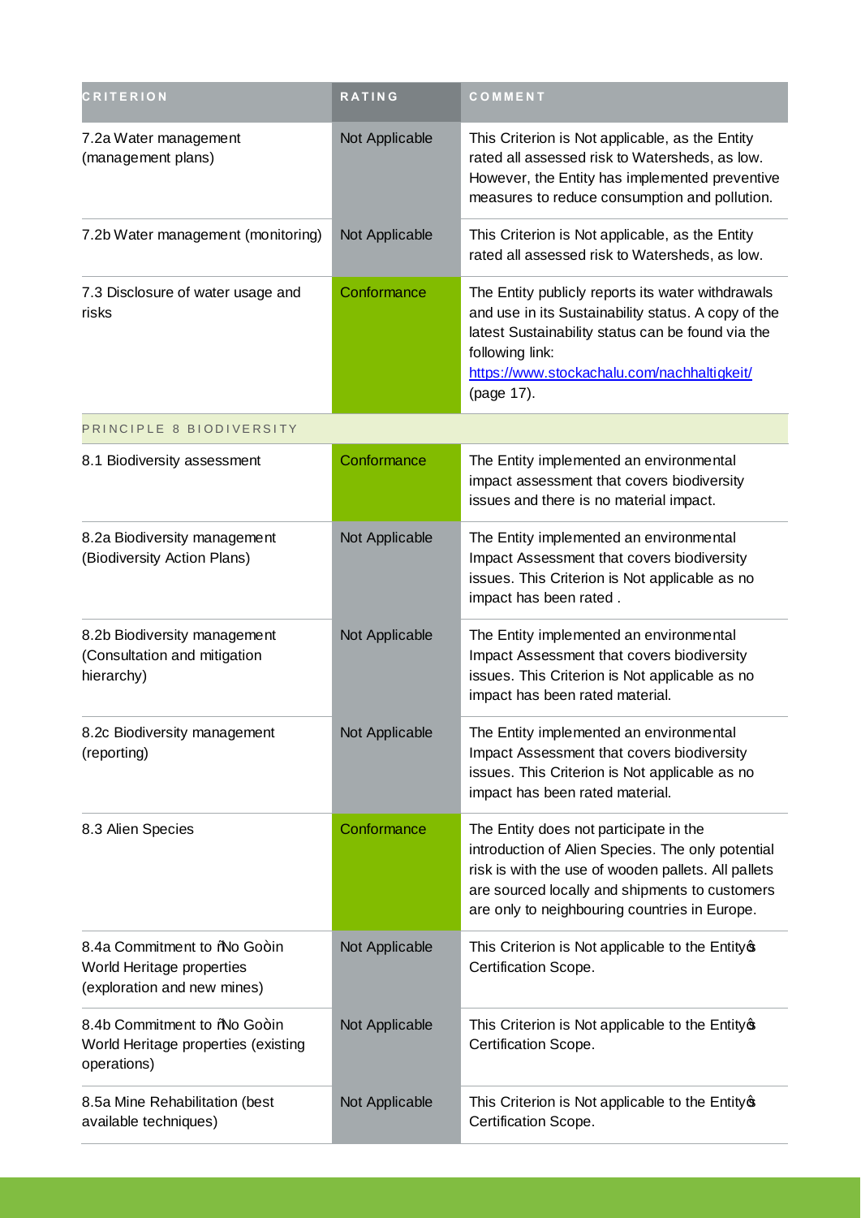| CRITERION | RATING | COMMENT |
| --- | --- | --- |
| 7.2a Water management (management plans) | Not Applicable | This Criterion is Not applicable, as the Entity rated all assessed risk to Watersheds, as low. However, the Entity has implemented preventive measures to reduce consumption and pollution. |
| 7.2b Water management (monitoring) | Not Applicable | This Criterion is Not applicable, as the Entity rated all assessed risk to Watersheds, as low. |
| 7.3 Disclosure of water usage and risks | Conformance | The Entity publicly reports its water withdrawals and use in its Sustainability status. A copy of the latest Sustainability status can be found via the following link: https://www.stockachalu.com/nachhaltigkeit/ (page 17). |
| PRINCIPLE 8 BIODIVERSITY | | |
| 8.1 Biodiversity assessment | Conformance | The Entity implemented an environmental impact assessment that covers biodiversity issues and there is no material impact. |
| 8.2a Biodiversity management (Biodiversity Action Plans) | Not Applicable | The Entity implemented an environmental Impact Assessment that covers biodiversity issues. This Criterion is Not applicable as no impact has been rated . |
| 8.2b Biodiversity management (Consultation and mitigation hierarchy) | Not Applicable | The Entity implemented an environmental Impact Assessment that covers biodiversity issues. This Criterion is Not applicable as no impact has been rated material. |
| 8.2c Biodiversity management (reporting) | Not Applicable | The Entity implemented an environmental Impact Assessment that covers biodiversity issues. This Criterion is Not applicable as no impact has been rated material. |
| 8.3 Alien Species | Conformance | The Entity does not participate in the introduction of Alien Species. The only potential risk is with the use of wooden pallets. All pallets are sourced locally and shipments to customers are only to neighbouring countries in Europe. |
| 8.4a Commitment to "No Go" in World Heritage properties (exploration and new mines) | Not Applicable | This Criterion is Not applicable to the Entity's Certification Scope. |
| 8.4b Commitment to "No Go" in World Heritage properties (existing operations) | Not Applicable | This Criterion is Not applicable to the Entity's Certification Scope. |
| 8.5a Mine Rehabilitation (best available techniques) | Not Applicable | This Criterion is Not applicable to the Entity's Certification Scope. |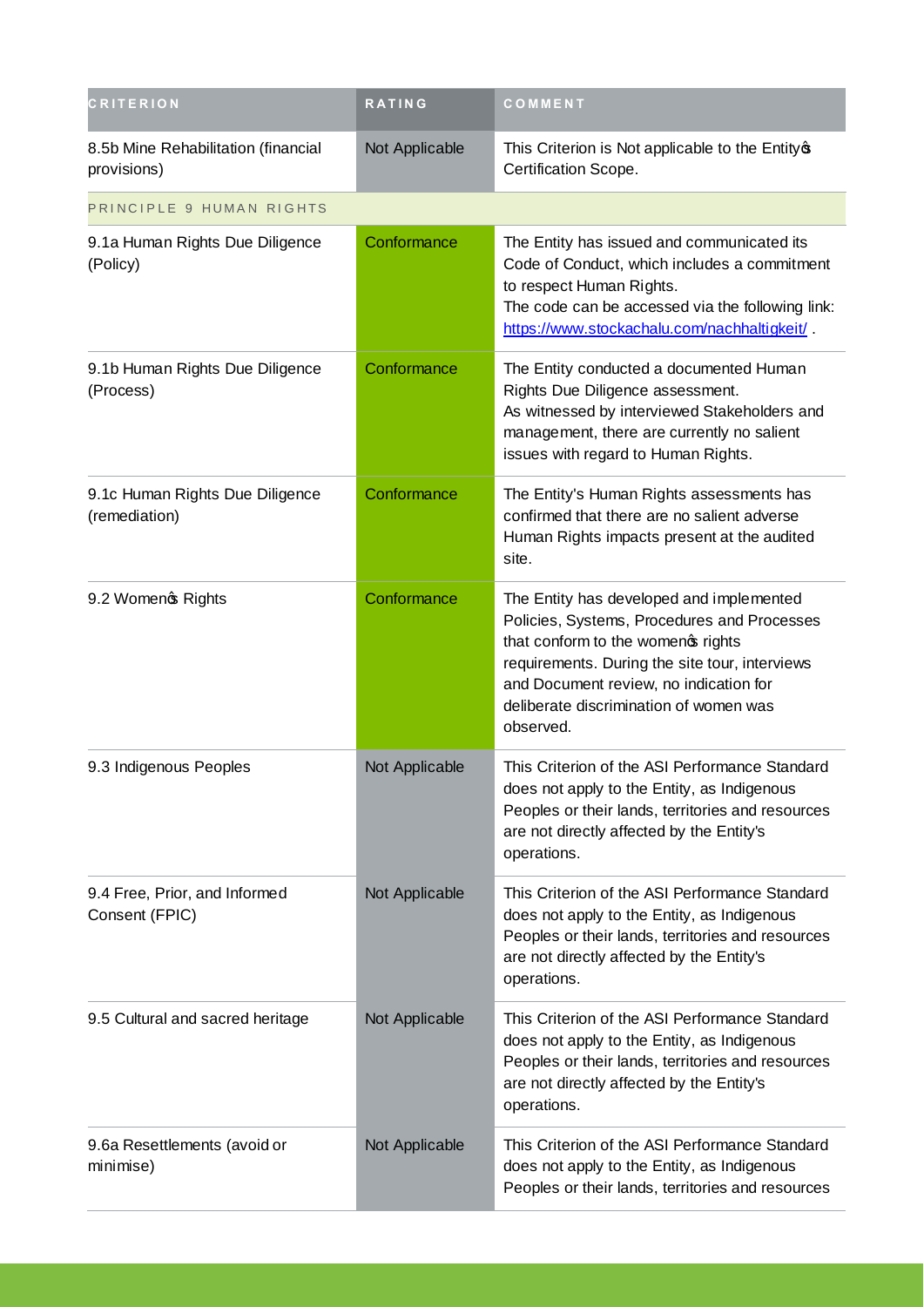| CRITERION | RATING | COMMENT |
| --- | --- | --- |
| 8.5b Mine Rehabilitation (financial provisions) | Not Applicable | This Criterion is Not applicable to the Entity's Certification Scope. |
| PRINCIPLE 9 HUMAN RIGHTS | | |
| 9.1a Human Rights Due Diligence (Policy) | Conformance | The Entity has issued and communicated its Code of Conduct, which includes a commitment to respect Human Rights.<br>The code can be accessed via the following link: [https://www.stockachalu.com/nachhaltigkeit/](https://www.stockachalu.com/nachhaltigkeit/) . |
| 9.1b Human Rights Due Diligence (Process) | Conformance | The Entity conducted a documented Human Rights Due Diligence assessment.<br>As witnessed by interviewed Stakeholders and management, there are currently no salient issues with regard to Human Rights. |
| 9.1c Human Rights Due Diligence (remediation) | Conformance | The Entity's Human Rights assessments has confirmed that there are no salient adverse Human Rights impacts present at the audited site. |
| 9.2 Women's Rights | Conformance | The Entity has developed and implemented Policies, Systems, Procedures and Processes that conform to the women's rights requirements. During the site tour, interviews and Document review, no indication for deliberate discrimination of women was observed. |
| 9.3 Indigenous Peoples | Not Applicable | This Criterion of the ASI Performance Standard does not apply to the Entity, as Indigenous Peoples or their lands, territories and resources are not directly affected by the Entity's operations. |
| 9.4 Free, Prior, and Informed Consent (FPIC) | Not Applicable | This Criterion of the ASI Performance Standard does not apply to the Entity, as Indigenous Peoples or their lands, territories and resources are not directly affected by the Entity's operations. |
| 9.5 Cultural and sacred heritage | Not Applicable | This Criterion of the ASI Performance Standard does not apply to the Entity, as Indigenous Peoples or their lands, territories and resources are not directly affected by the Entity's operations. |
| 9.6a Resettlements (avoid or minimise) | Not Applicable | This Criterion of the ASI Performance Standard does not apply to the Entity, as Indigenous Peoples or their lands, territories and resources |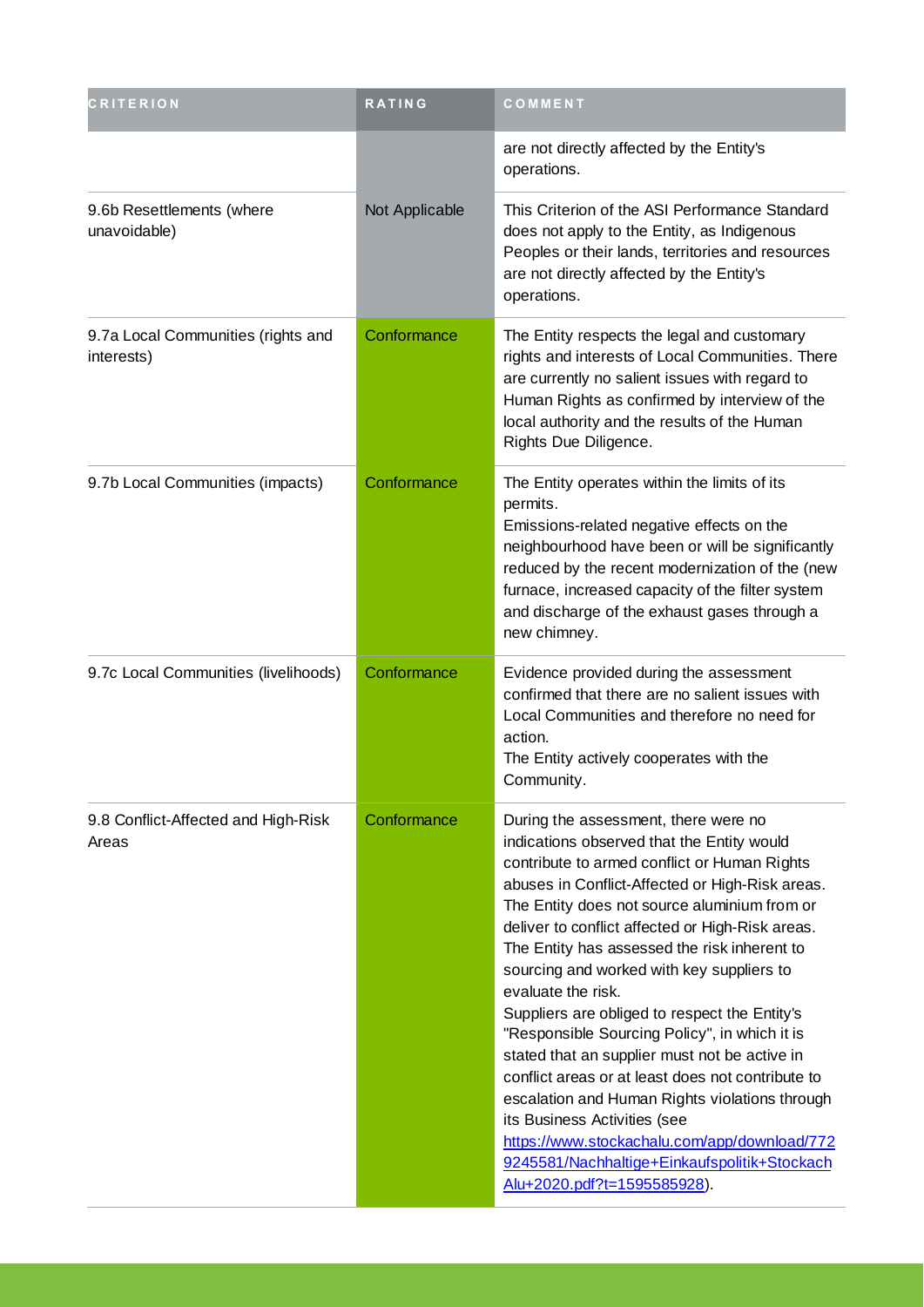| CRITERION | RATING | COMMENT |
|---|---|---|
| | | are not directly affected by the Entity's operations. |
| 9.6b Resettlements (where unavoidable) | Not Applicable | This Criterion of the ASI Performance Standard does not apply to the Entity, as Indigenous Peoples or their lands, territories and resources are not directly affected by the Entity's operations. |
| 9.7a Local Communities (rights and interests) | Conformance | The Entity respects the legal and customary rights and interests of Local Communities. There are currently no salient issues with regard to Human Rights as confirmed by interview of the local authority and the results of the Human Rights Due Diligence. |
| 9.7b Local Communities (impacts) | Conformance | The Entity operates within the limits of its permits.<br>Emissions-related negative effects on the neighbourhood have been or will be significantly reduced by the recent modernization of the (new furnace, increased capacity of the filter system and discharge of the exhaust gases through a new chimney. |
| 9.7c Local Communities (livelihoods) | Conformance | Evidence provided during the assessment confirmed that there are no salient issues with Local Communities and therefore no need for action.<br>The Entity actively cooperates with the Community. |
| 9.8 Conflict-Affected and High-Risk Areas | Conformance | During the assessment, there were no indications observed that the Entity would contribute to armed conflict or Human Rights abuses in Conflict-Affected or High-Risk areas. The Entity does not source aluminium from or deliver to conflict affected or High-Risk areas. The Entity has assessed the risk inherent to sourcing and worked with key suppliers to evaluate the risk.<br>Suppliers are obliged to respect the Entity's "Responsible Sourcing Policy", in which it is stated that an supplier must not be active in conflict areas or at least does not contribute to escalation and Human Rights violations through its Business Activities (see [https://www.stockachalu.com/app/download/7729245581/Nachhaltige+Einkaufspolitik+Stockach Alu+2020.pdf?t=1595585928](https://www.stockachalu.com/app/download/7729245581/Nachhaltige+Einkaufspolitik+StockachAlu+2020.pdf?t=1595585928)). |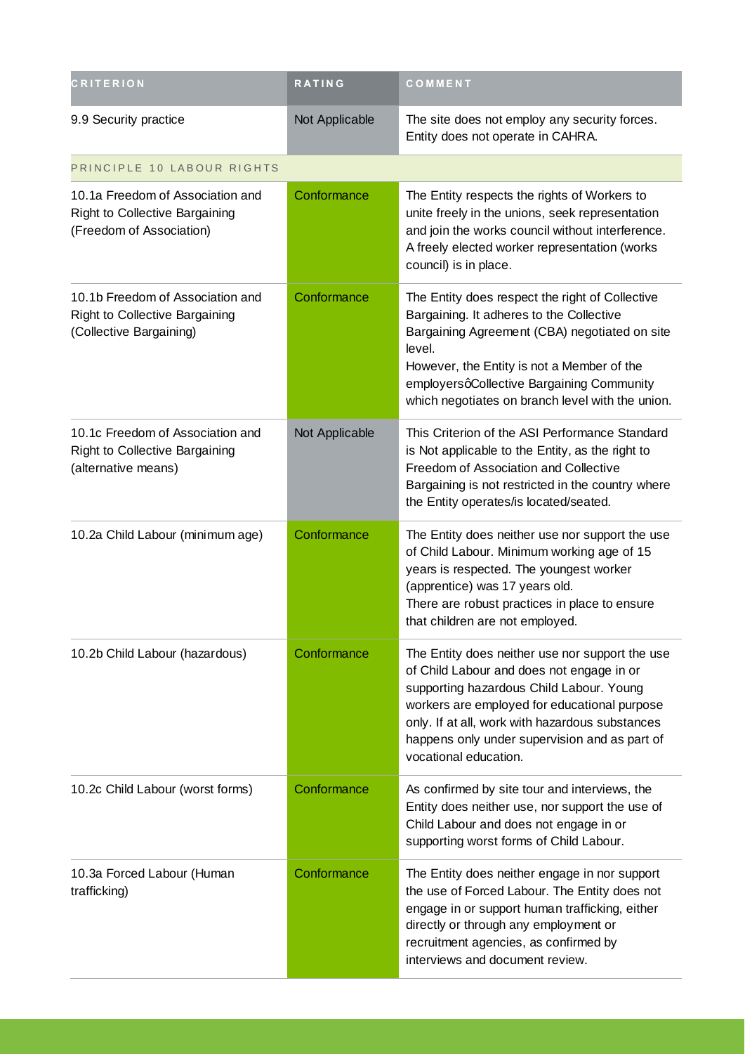| CRITERION | RATING | COMMENT |
| --- | --- | --- |
| 9.9 Security practice | Not Applicable | The site does not employ any security forces. Entity does not operate in CAHRA. |
| PRINCIPLE 10 LABOUR RIGHTS | | |
| 10.1a Freedom of Association and Right to Collective Bargaining (Freedom of Association) | Conformance | The Entity respects the rights of Workers to unite freely in the unions, seek representation and join the works council without interference. A freely elected worker representation (works council) is in place. |
| 10.1b Freedom of Association and Right to Collective Bargaining (Collective Bargaining) | Conformance | The Entity does respect the right of Collective Bargaining. It adheres to the Collective Bargaining Agreement (CBA) negotiated on site level.<br>However, the Entity is not a Member of the employersφCollective Bargaining Community which negotiates on branch level with the union. |
| 10.1c Freedom of Association and Right to Collective Bargaining (alternative means) | Not Applicable | This Criterion of the ASI Performance Standard is Not applicable to the Entity, as the right to Freedom of Association and Collective Bargaining is not restricted in the country where the Entity operates/is located/seated. |
| 10.2a Child Labour (minimum age) | Conformance | The Entity does neither use nor support the use of Child Labour. Minimum working age of 15 years is respected. The youngest worker (apprentice) was 17 years old.<br>There are robust practices in place to ensure that children are not employed. |
| 10.2b Child Labour (hazardous) | Conformance | The Entity does neither use nor support the use of Child Labour and does not engage in or supporting hazardous Child Labour. Young workers are employed for educational purpose only. If at all, work with hazardous substances happens only under supervision and as part of vocational education. |
| 10.2c Child Labour (worst forms) | Conformance | As confirmed by site tour and interviews, the Entity does neither use, nor support the use of Child Labour and does not engage in or supporting worst forms of Child Labour. |
| 10.3a Forced Labour (Human trafficking) | Conformance | The Entity does neither engage in nor support the use of Forced Labour. The Entity does not engage in or support human trafficking, either directly or through any employment or recruitment agencies, as confirmed by interviews and document review. |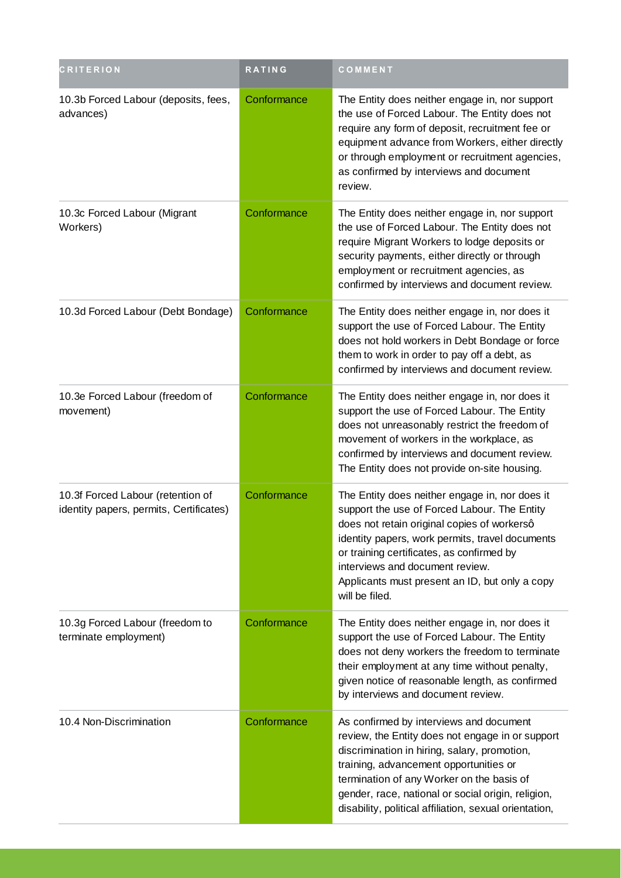| CRITERION | RATING | COMMENT |
| --- | --- | --- |
| 10.3b Forced Labour (deposits, fees, advances) | Conformance | The Entity does neither engage in, nor support the use of Forced Labour. The Entity does not require any form of deposit, recruitment fee or equipment advance from Workers, either directly or through employment or recruitment agencies, as confirmed by interviews and document review. |
| 10.3c Forced Labour (Migrant Workers) | Conformance | The Entity does neither engage in, nor support the use of Forced Labour. The Entity does not require Migrant Workers to lodge deposits or security payments, either directly or through employment or recruitment agencies, as confirmed by interviews and document review. |
| 10.3d Forced Labour (Debt Bondage) | Conformance | The Entity does neither engage in, nor does it support the use of Forced Labour. The Entity does not hold workers in Debt Bondage or force them to work in order to pay off a debt, as confirmed by interviews and document review. |
| 10.3e Forced Labour (freedom of movement) | Conformance | The Entity does neither engage in, nor does it support the use of Forced Labour. The Entity does not unreasonably restrict the freedom of movement of workers in the workplace, as confirmed by interviews and document review. The Entity does not provide on-site housing. |
| 10.3f Forced Labour (retention of identity papers, permits, Certificates) | Conformance | The Entity does neither engage in, nor does it support the use of Forced Labour. The Entity does not retain original copies of workersô identity papers, work permits, travel documents or training certificates, as confirmed by interviews and document review. Applicants must present an ID, but only a copy will be filed. |
| 10.3g Forced Labour (freedom to terminate employment) | Conformance | The Entity does neither engage in, nor does it support the use of Forced Labour. The Entity does not deny workers the freedom to terminate their employment at any time without penalty, given notice of reasonable length, as confirmed by interviews and document review. |
| 10.4 Non-Discrimination | Conformance | As confirmed by interviews and document review, the Entity does not engage in or support discrimination in hiring, salary, promotion, training, advancement opportunities or termination of any Worker on the basis of gender, race, national or social origin, religion, disability, political affiliation, sexual orientation, |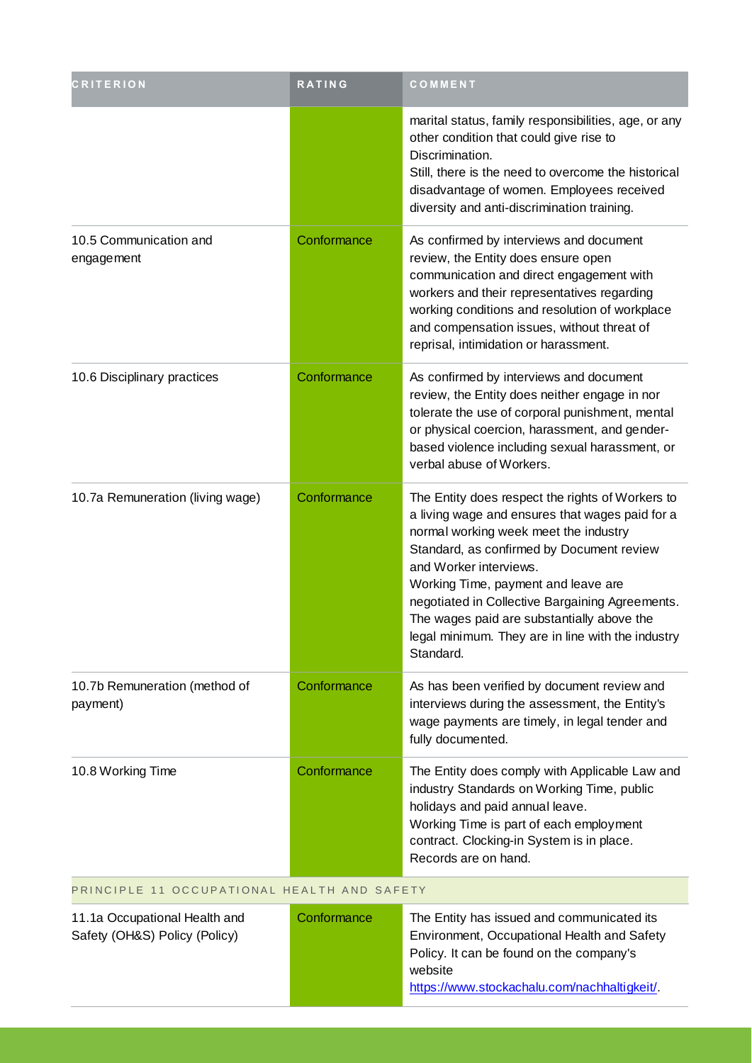| CRITERION | RATING | COMMENT |
|---|---|---|
| | | marital status, family responsibilities, age, or any other condition that could give rise to Discrimination.<br>Still, there is the need to overcome the historical disadvantage of women. Employees received diversity and anti-discrimination training. |
| 10.5 Communication and engagement | Conformance | As confirmed by interviews and document review, the Entity does ensure open communication and direct engagement with workers and their representatives regarding working conditions and resolution of workplace and compensation issues, without threat of reprisal, intimidation or harassment. |
| 10.6 Disciplinary practices | Conformance | As confirmed by interviews and document review, the Entity does neither engage in nor tolerate the use of corporal punishment, mental or physical coercion, harassment, and gender-based violence including sexual harassment, or verbal abuse of Workers. |
| 10.7a Remuneration (living wage) | Conformance | The Entity does respect the rights of Workers to a living wage and ensures that wages paid for a normal working week meet the industry Standard, as confirmed by Document review and Worker interviews.<br>Working Time, payment and leave are negotiated in Collective Bargaining Agreements. The wages paid are substantially above the legal minimum. They are in line with the industry Standard. |
| 10.7b Remuneration (method of payment) | Conformance | As has been verified by document review and interviews during the assessment, the Entity's wage payments are timely, in legal tender and fully documented. |
| 10.8 Working Time | Conformance | The Entity does comply with Applicable Law and industry Standards on Working Time, public holidays and paid annual leave.<br>Working Time is part of each employment contract. Clocking-in System is in place. Records are on hand. |
| PRINCIPLE 11 OCCUPATIONAL HEALTH AND SAFETY | | |
| 11.1a Occupational Health and Safety (OH&S) Policy (Policy) | Conformance | The Entity has issued and communicated its Environment, Occupational Health and Safety Policy. It can be found on the company's website [https://www.stockachalu.com/nachhaltigkeit/](https://www.stockachalu.com/nachhaltigkeit/). |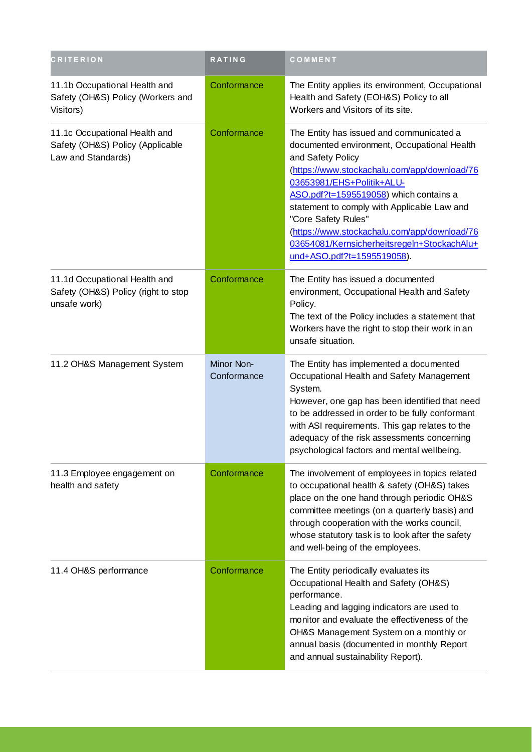| CRITERION | RATING | COMMENT |
|---|---|---|
| 11.1b Occupational Health and Safety (OH&S) Policy (Workers and Visitors) | Conformance | The Entity applies its environment, Occupational Health and Safety (EOH&S) Policy to all Workers and Visitors of its site. |
| 11.1c Occupational Health and Safety (OH&S) Policy (Applicable Law and Standards) | Conformance | The Entity has issued and communicated a documented environment, Occupational Health and Safety Policy (https://www.stockachalu.com/app/download/7603653981/EHS+Politik+ALU-ASO.pdf?t=1595519058) which contains a statement to comply with Applicable Law and "Core Safety Rules" (https://www.stockachalu.com/app/download/7603654081/Kernsicherheitsregeln+StockachAlu+und+ASO.pdf?t=1595519058). |
| 11.1d Occupational Health and Safety (OH&S) Policy (right to stop unsafe work) | Conformance | The Entity has issued a documented environment, Occupational Health and Safety Policy.<br>The text of the Policy includes a statement that Workers have the right to stop their work in an unsafe situation. |
| 11.2 OH&S Management System | Minor Non-Conformance | The Entity has implemented a documented Occupational Health and Safety Management System.<br>However, one gap has been identified that need to be addressed in order to be fully conformant with ASI requirements. This gap relates to the adequacy of the risk assessments concerning psychological factors and mental wellbeing. |
| 11.3 Employee engagement on health and safety | Conformance | The involvement of employees in topics related to occupational health & safety (OH&S) takes place on the one hand through periodic OH&S committee meetings (on a quarterly basis) and through cooperation with the works council, whose statutory task is to look after the safety and well-being of the employees. |
| 11.4 OH&S performance | Conformance | The Entity periodically evaluates its Occupational Health and Safety (OH&S) performance.<br>Leading and lagging indicators are used to monitor and evaluate the effectiveness of the OH&S Management System on a monthly or annual basis (documented in monthly Report and annual sustainability Report). |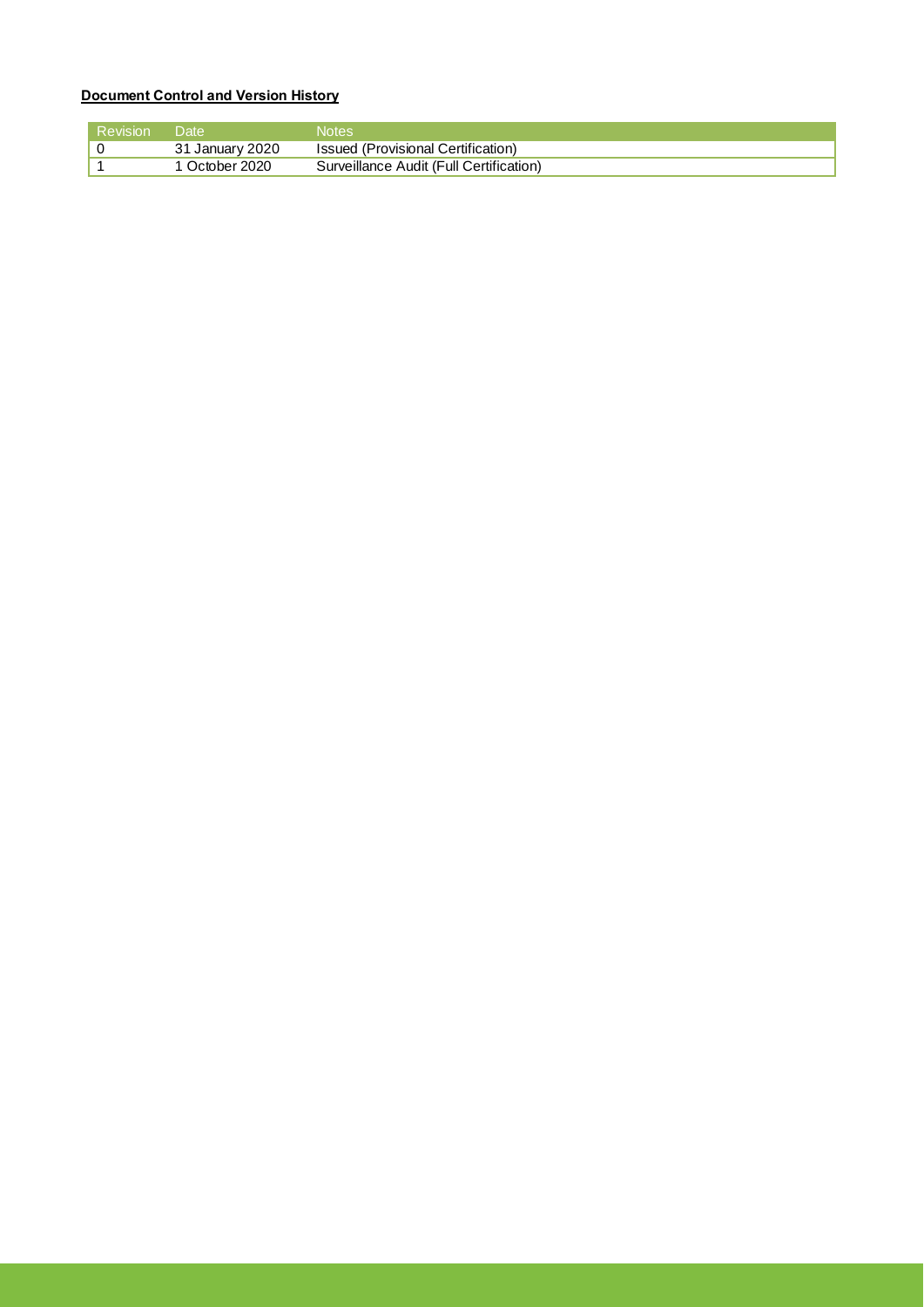**Document Control and Version History**

| Revision | Date | Notes |
| --- | --- | --- |
| 0 | 31 January 2020 | Issued (Provisional Certification) |
| 1 | 1 October 2020 | Surveillance Audit (Full Certification) |